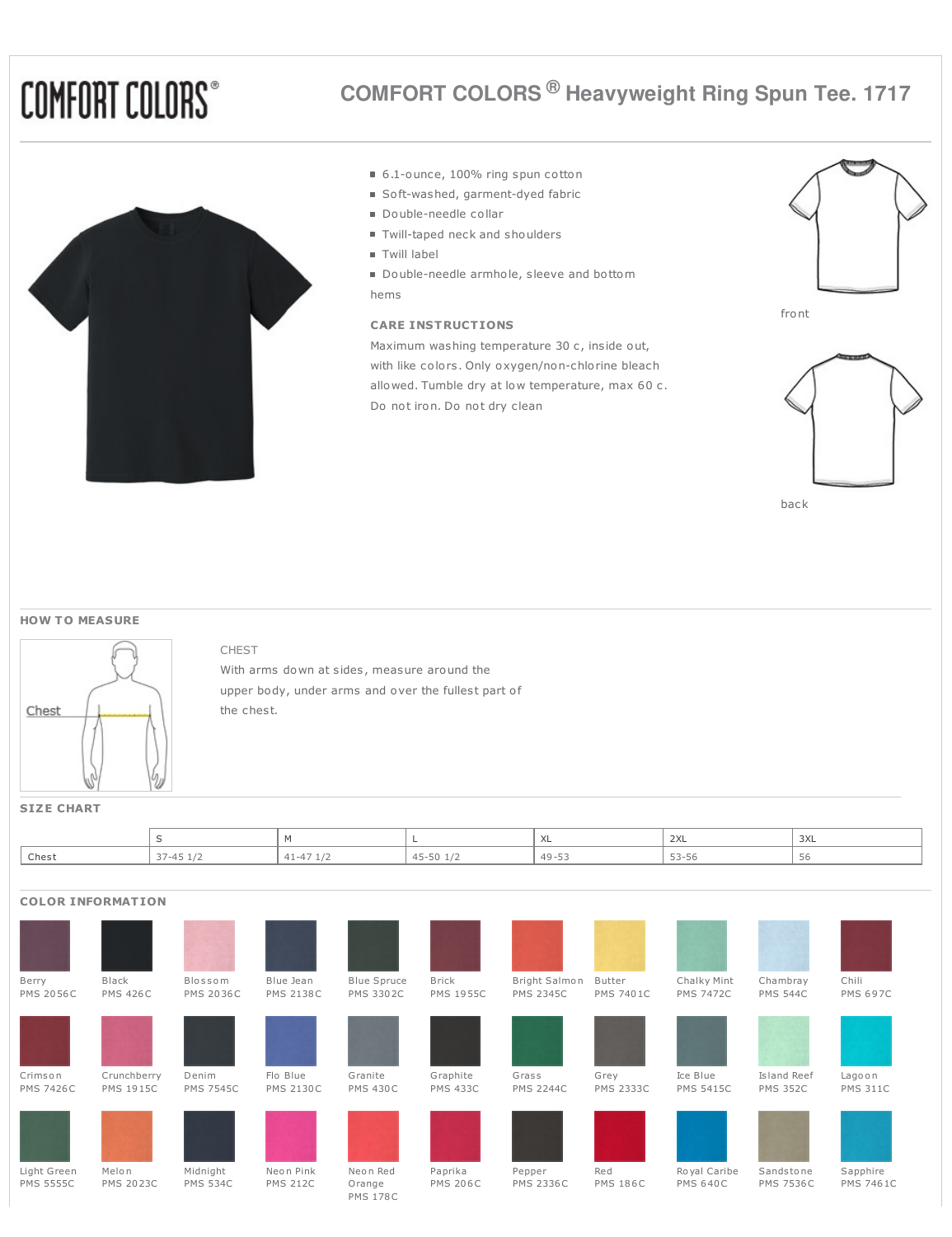COMFORT COLORS®

# COMFORT COLORS ® Heavyweight Ring Spun Tee. 1717

- 6.1-ounce, 100% ring spun cotton
- Soft-washed, garment-dyed fabric
- Double-needle collar
- Twill-taped neck and shoulders
- Twill label
- Double-needle armhole, sleeve and bottom hems

**CARE INSTRUCTIONS**

Maximum washing temperature 30 c, inside out, with like colors. Only oxygen/non-chlorine bleach allowed. Tumble dry at low temperature, max 60 c. Do not iron. Do not dry clean

front

back

## HOW TO MEASURE

Chest

CHEST

With arms down at sides, measure around the upper body, under arms and over the fullest part of the chest.

## SIZE CHART

| | S | M | L | XL | 2XL | 3XL |
|---|---|---|---|---|---|---|
| Chest | 37-45 1/2 | 41-47 1/2 | 45-50 1/2 | 49-53 | 53-56 | 56 |

## COLOR INFORMATION

| | | | | | | | | | | |
|---|---|---|---|---|---|---|---|---|---|---|
| Berry PMS 2056C | Black PMS 426C | Blossom PMS 2036C | Blue Jean PMS 2138C | Blue Spruce PMS 3302C | Brick PMS 1955C | Bright Salmon PMS 2345C | Butter PMS 7401C | Chalky Mint PMS 7472C | Chambray PMS 544C | Chili PMS 697C |
| Crimson PMS 7426C | Crunchberry PMS 1915C | Denim PMS 7545C | Flo Blue PMS 2130C | Granite PMS 430C | Graphite PMS 433C | Grass PMS 2244C | Grey PMS 2333C | Ice Blue PMS 5415C | Island Reef PMS 352C | Lagoon PMS 311C |
| Light Green PMS 5555C | Melon PMS 2023C | Midnight PMS 534C | Neon Pink PMS 212C | Neon Red Orange PMS 178C | Paprika PMS 206C | Pepper PMS 2336C | Red PMS 186C | Royal Caribe PMS 640C | Sandstone PMS 7536C | Sapphire PMS 7461C |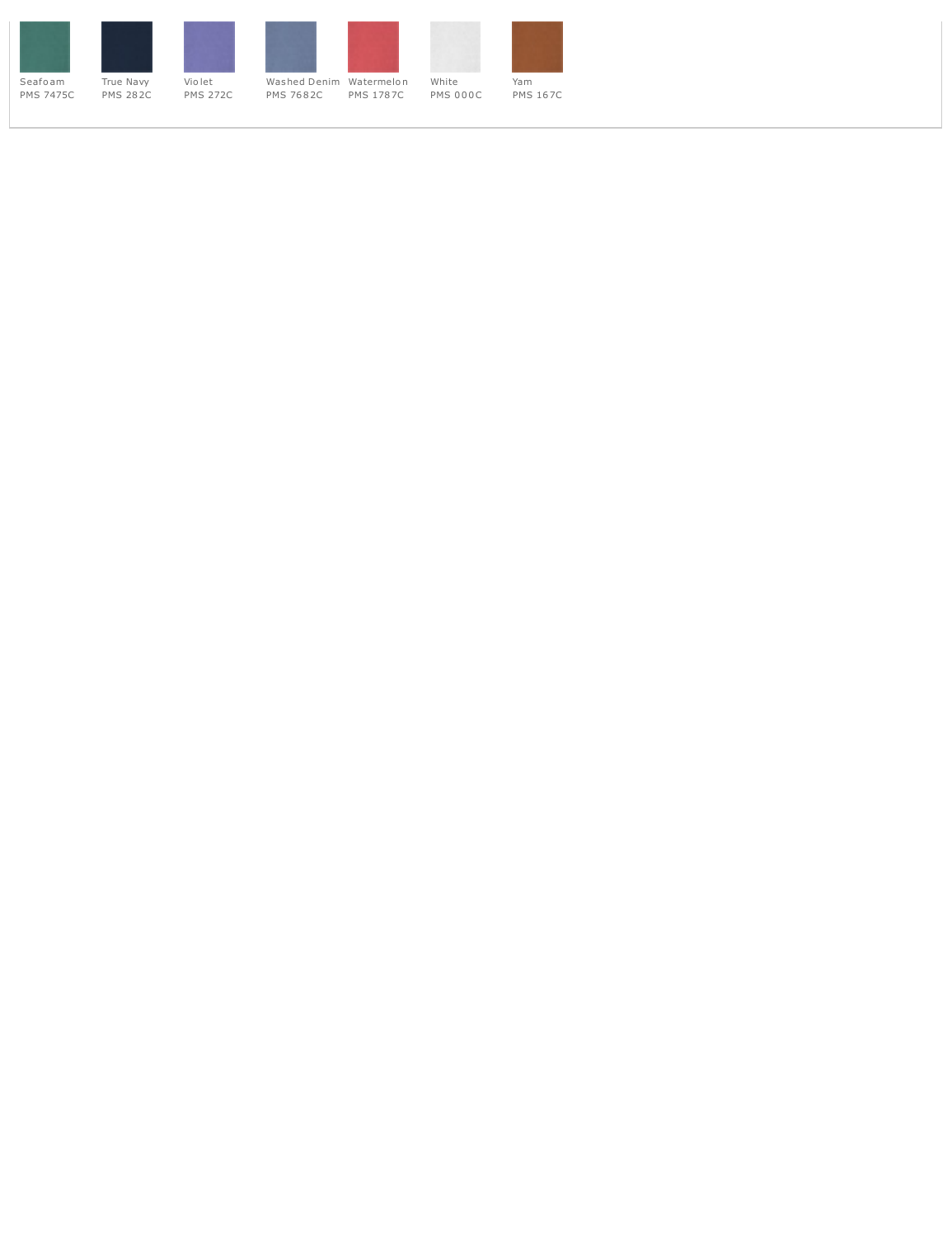| | | | | | | |
|---|---|---|---|---|---|---|
| Seafoam | True Navy | Violet | Washed Denim | Watermelon | White | Yam |
| PMS 7475C | PMS 282C | PMS 272C | PMS 7682C | PMS 1787C | PMS 000C | PMS 167C |